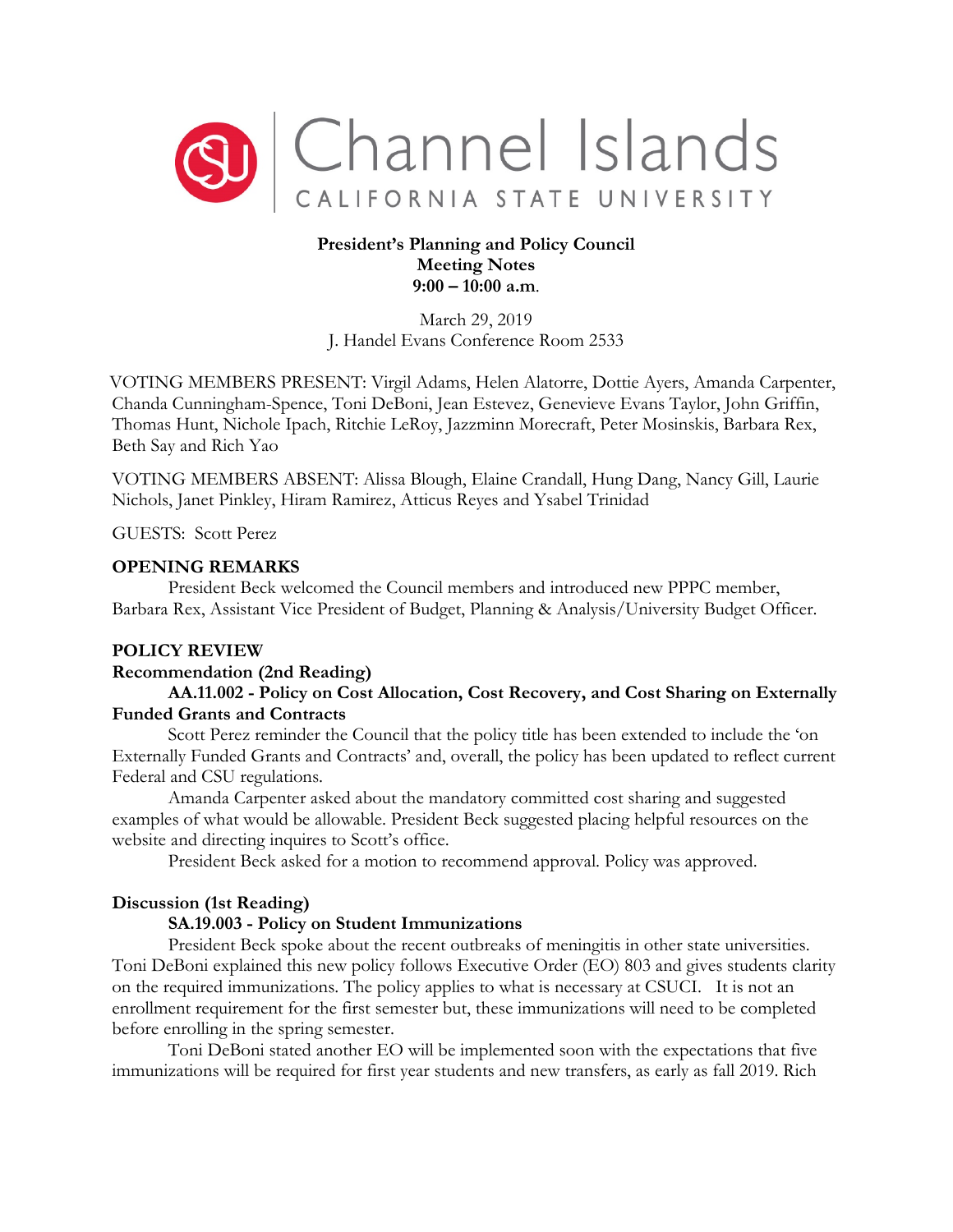Channel Islands
CALIFORNIA STATE UNIVERSITY

**President's Planning and Policy Council**
**Meeting Notes**
**9:00 – 10:00 a.m.**

March 29, 2019
J. Handel Evans Conference Room 2533

VOTING MEMBERS PRESENT: Virgil Adams, Helen Alatorre, Dottie Ayers, Amanda Carpenter, Chanda Cunningham-Spence, Toni DeBoni, Jean Estevez, Genevieve Evans Taylor, John Griffin, Thomas Hunt, Nichole Ipach, Ritchie LeRoy, Jazzminn Morecraft, Peter Mosinskis, Barbara Rex, Beth Say and Rich Yao

VOTING MEMBERS ABSENT: Alissa Blough, Elaine Crandall, Hung Dang, Nancy Gill, Laurie Nichols, Janet Pinkley, Hiram Ramirez, Atticus Reyes and Ysabel Trinidad

GUESTS: Scott Perez

## OPENING REMARKS

President Beck welcomed the Council members and introduced new PPPC member, Barbara Rex, Assistant Vice President of Budget, Planning & Analysis/University Budget Officer.

## POLICY REVIEW

### Recommendation (2nd Reading)

**AA.11.002 - Policy on Cost Allocation, Cost Recovery, and Cost Sharing on Externally Funded Grants and Contracts**

Scott Perez reminder the Council that the policy title has been extended to include the 'on Externally Funded Grants and Contracts' and, overall, the policy has been updated to reflect current Federal and CSU regulations.

Amanda Carpenter asked about the mandatory committed cost sharing and suggested examples of what would be allowable. President Beck suggested placing helpful resources on the website and directing inquires to Scott's office.

President Beck asked for a motion to recommend approval. Policy was approved.

### Discussion (1st Reading)

**SA.19.003 - Policy on Student Immunizations**

President Beck spoke about the recent outbreaks of meningitis in other state universities. Toni DeBoni explained this new policy follows Executive Order (EO) 803 and gives students clarity on the required immunizations. The policy applies to what is necessary at CSUCI. It is not an enrollment requirement for the first semester but, these immunizations will need to be completed before enrolling in the spring semester.

Toni DeBoni stated another EO will be implemented soon with the expectations that five immunizations will be required for first year students and new transfers, as early as fall 2019. Rich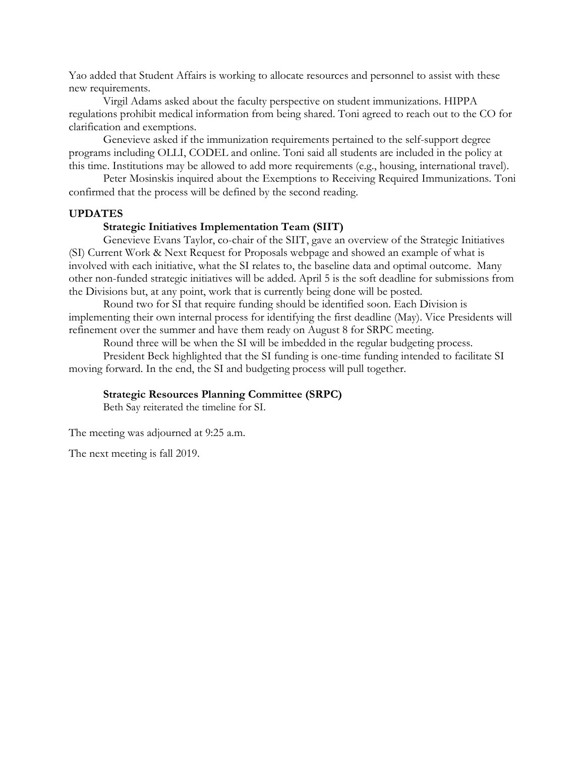Yao added that Student Affairs is working to allocate resources and personnel to assist with these new requirements.

Virgil Adams asked about the faculty perspective on student immunizations. HIPPA regulations prohibit medical information from being shared. Toni agreed to reach out to the CO for clarification and exemptions.

Genevieve asked if the immunization requirements pertained to the self-support degree programs including OLLI, CODEL and online. Toni said all students are included in the policy at this time. Institutions may be allowed to add more requirements (e.g., housing, international travel).

Peter Mosinskis inquired about the Exemptions to Receiving Required Immunizations. Toni confirmed that the process will be defined by the second reading.

**UPDATES**

**Strategic Initiatives Implementation Team (SIIT)**

Genevieve Evans Taylor, co-chair of the SIIT, gave an overview of the Strategic Initiatives (SI) Current Work & Next Request for Proposals webpage and showed an example of what is involved with each initiative, what the SI relates to, the baseline data and optimal outcome. Many other non-funded strategic initiatives will be added. April 5 is the soft deadline for submissions from the Divisions but, at any point, work that is currently being done will be posted.

Round two for SI that require funding should be identified soon. Each Division is implementing their own internal process for identifying the first deadline (May). Vice Presidents will refinement over the summer and have them ready on August 8 for SRPC meeting.

Round three will be when the SI will be imbedded in the regular budgeting process.

President Beck highlighted that the SI funding is one-time funding intended to facilitate SI moving forward. In the end, the SI and budgeting process will pull together.

**Strategic Resources Planning Committee (SRPC)**

Beth Say reiterated the timeline for SI.

The meeting was adjourned at 9:25 a.m.

The next meeting is fall 2019.